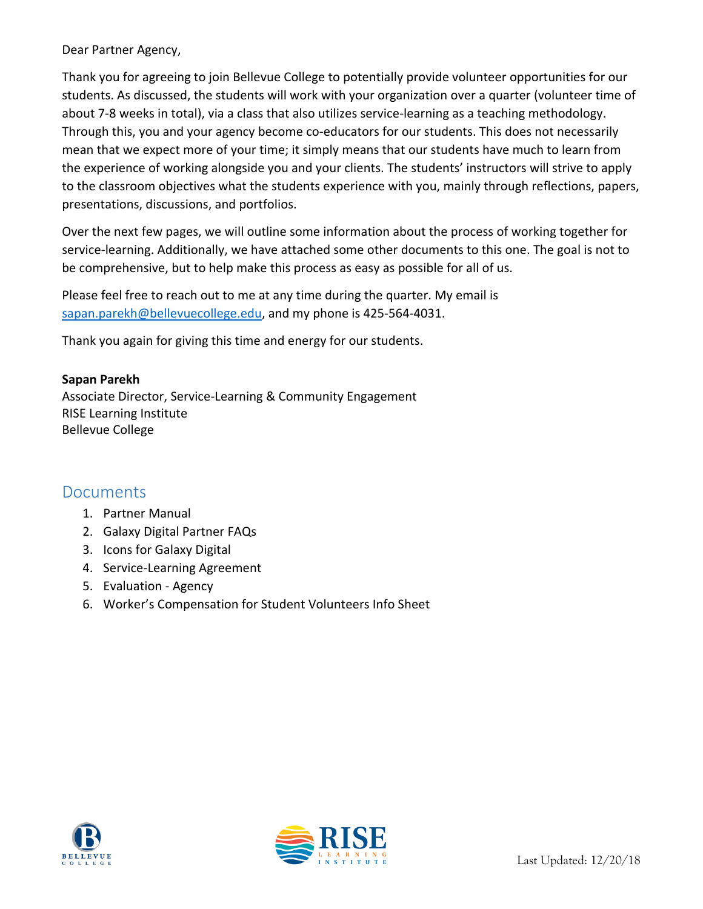Dear Partner Agency,

Thank you for agreeing to join Bellevue College to potentially provide volunteer opportunities for our students. As discussed, the students will work with your organization over a quarter (volunteer time of about 7-8 weeks in total), via a class that also utilizes service-learning as a teaching methodology. Through this, you and your agency become co-educators for our students. This does not necessarily mean that we expect more of your time; it simply means that our students have much to learn from the experience of working alongside you and your clients. The students' instructors will strive to apply to the classroom objectives what the students experience with you, mainly through reflections, papers, presentations, discussions, and portfolios.

Over the next few pages, we will outline some information about the process of working together for service-learning. Additionally, we have attached some other documents to this one. The goal is not to be comprehensive, but to help make this process as easy as possible for all of us.

Please feel free to reach out to me at any time during the quarter. My email is sapan.parekh@bellevuecollege.edu, and my phone is 425-564-4031.

Thank you again for giving this time and energy for our students.

**Sapan Parekh**
Associate Director, Service-Learning & Community Engagement
RISE Learning Institute
Bellevue College

## Documents

1. Partner Manual
2. Galaxy Digital Partner FAQs
3. Icons for Galaxy Digital
4. Service-Learning Agreement
5. Evaluation - Agency
6. Worker's Compensation for Student Volunteers Info Sheet

Last Updated: 12/20/18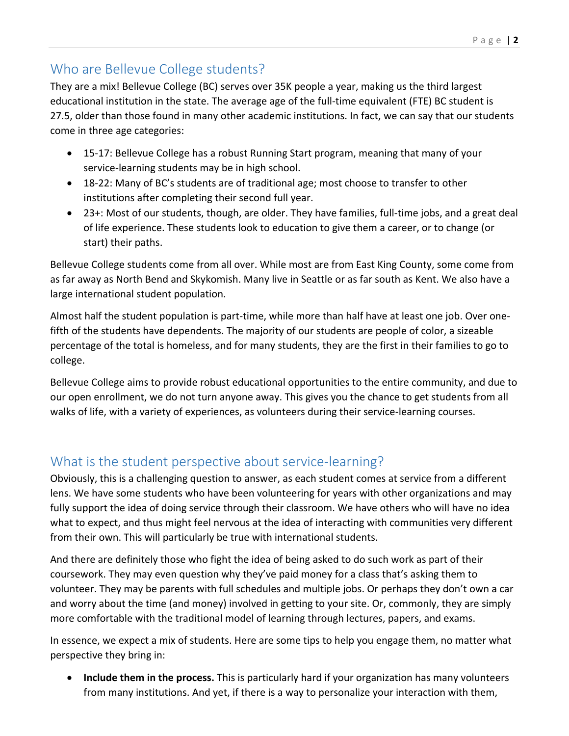## Who are Bellevue College students?

They are a mix! Bellevue College (BC) serves over 35K people a year, making us the third largest educational institution in the state. The average age of the full-time equivalent (FTE) BC student is 27.5, older than those found in many other academic institutions. In fact, we can say that our students come in three age categories:

- 15-17: Bellevue College has a robust Running Start program, meaning that many of your service-learning students may be in high school.
- 18-22: Many of BC's students are of traditional age; most choose to transfer to other institutions after completing their second full year.
- 23+: Most of our students, though, are older. They have families, full-time jobs, and a great deal of life experience. These students look to education to give them a career, or to change (or start) their paths.

Bellevue College students come from all over. While most are from East King County, some come from as far away as North Bend and Skykomish. Many live in Seattle or as far south as Kent. We also have a large international student population.

Almost half the student population is part-time, while more than half have at least one job. Over one-fifth of the students have dependents. The majority of our students are people of color, a sizeable percentage of the total is homeless, and for many students, they are the first in their families to go to college.

Bellevue College aims to provide robust educational opportunities to the entire community, and due to our open enrollment, we do not turn anyone away. This gives you the chance to get students from all walks of life, with a variety of experiences, as volunteers during their service-learning courses.

## What is the student perspective about service-learning?

Obviously, this is a challenging question to answer, as each student comes at service from a different lens. We have some students who have been volunteering for years with other organizations and may fully support the idea of doing service through their classroom. We have others who will have no idea what to expect, and thus might feel nervous at the idea of interacting with communities very different from their own. This will particularly be true with international students.

And there are definitely those who fight the idea of being asked to do such work as part of their coursework. They may even question why they've paid money for a class that's asking them to volunteer. They may be parents with full schedules and multiple jobs. Or perhaps they don't own a car and worry about the time (and money) involved in getting to your site. Or, commonly, they are simply more comfortable with the traditional model of learning through lectures, papers, and exams.

In essence, we expect a mix of students. Here are some tips to help you engage them, no matter what perspective they bring in:

- **Include them in the process.** This is particularly hard if your organization has many volunteers from many institutions. And yet, if there is a way to personalize your interaction with them,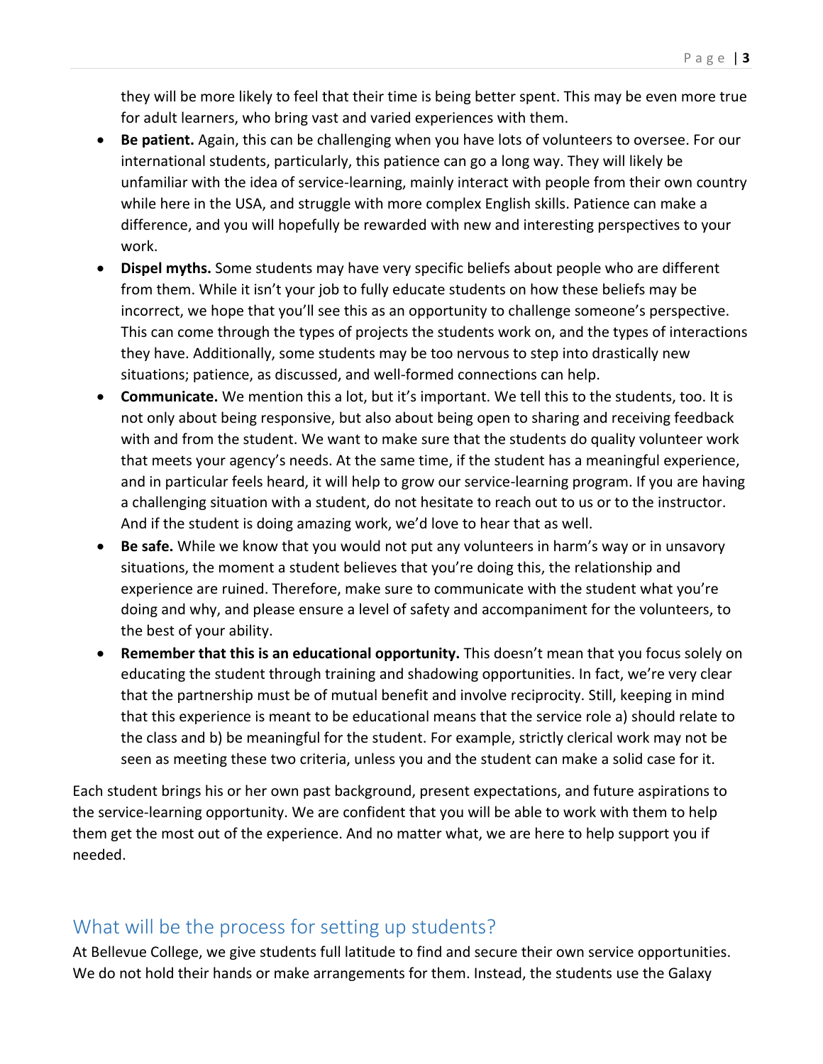they will be more likely to feel that their time is being better spent. This may be even more true for adult learners, who bring vast and varied experiences with them.

- **Be patient.** Again, this can be challenging when you have lots of volunteers to oversee. For our international students, particularly, this patience can go a long way. They will likely be unfamiliar with the idea of service-learning, mainly interact with people from their own country while here in the USA, and struggle with more complex English skills. Patience can make a difference, and you will hopefully be rewarded with new and interesting perspectives to your work.
- **Dispel myths.** Some students may have very specific beliefs about people who are different from them. While it isn't your job to fully educate students on how these beliefs may be incorrect, we hope that you'll see this as an opportunity to challenge someone's perspective. This can come through the types of projects the students work on, and the types of interactions they have. Additionally, some students may be too nervous to step into drastically new situations; patience, as discussed, and well-formed connections can help.
- **Communicate.** We mention this a lot, but it's important. We tell this to the students, too. It is not only about being responsive, but also about being open to sharing and receiving feedback with and from the student. We want to make sure that the students do quality volunteer work that meets your agency's needs. At the same time, if the student has a meaningful experience, and in particular feels heard, it will help to grow our service-learning program. If you are having a challenging situation with a student, do not hesitate to reach out to us or to the instructor. And if the student is doing amazing work, we'd love to hear that as well.
- **Be safe.** While we know that you would not put any volunteers in harm's way or in unsavory situations, the moment a student believes that you're doing this, the relationship and experience are ruined. Therefore, make sure to communicate with the student what you're doing and why, and please ensure a level of safety and accompaniment for the volunteers, to the best of your ability.
- **Remember that this is an educational opportunity.** This doesn't mean that you focus solely on educating the student through training and shadowing opportunities. In fact, we're very clear that the partnership must be of mutual benefit and involve reciprocity. Still, keeping in mind that this experience is meant to be educational means that the service role a) should relate to the class and b) be meaningful for the student. For example, strictly clerical work may not be seen as meeting these two criteria, unless you and the student can make a solid case for it.

Each student brings his or her own past background, present expectations, and future aspirations to the service-learning opportunity. We are confident that you will be able to work with them to help them get the most out of the experience. And no matter what, we are here to help support you if needed.

## What will be the process for setting up students?

At Bellevue College, we give students full latitude to find and secure their own service opportunities. We do not hold their hands or make arrangements for them. Instead, the students use the Galaxy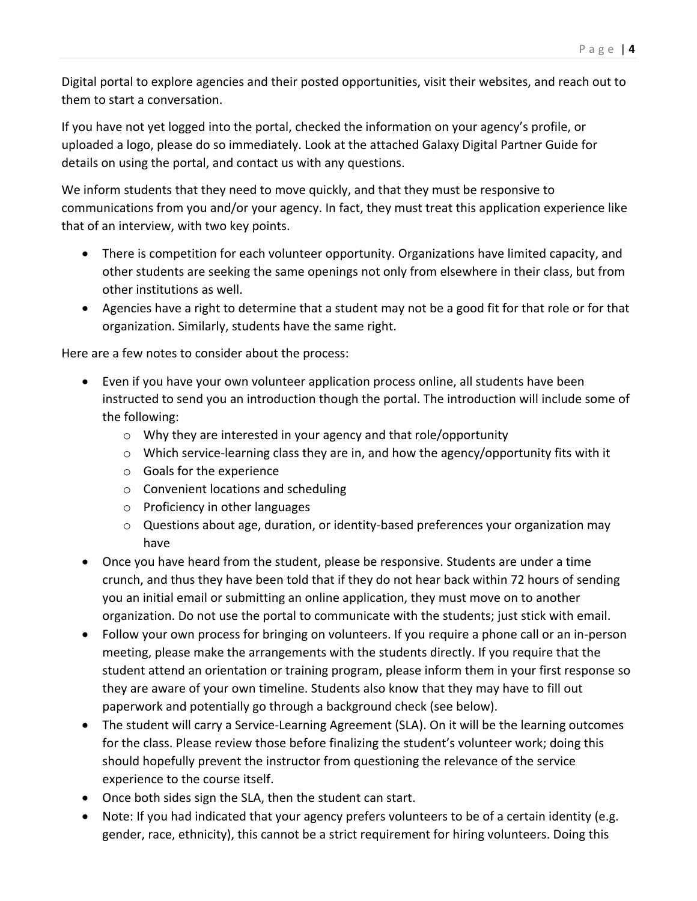Digital portal to explore agencies and their posted opportunities, visit their websites, and reach out to them to start a conversation.

If you have not yet logged into the portal, checked the information on your agency's profile, or uploaded a logo, please do so immediately. Look at the attached Galaxy Digital Partner Guide for details on using the portal, and contact us with any questions.

We inform students that they need to move quickly, and that they must be responsive to communications from you and/or your agency. In fact, they must treat this application experience like that of an interview, with two key points.

- There is competition for each volunteer opportunity. Organizations have limited capacity, and other students are seeking the same openings not only from elsewhere in their class, but from other institutions as well.
- Agencies have a right to determine that a student may not be a good fit for that role or for that organization. Similarly, students have the same right.

Here are a few notes to consider about the process:

- Even if you have your own volunteer application process online, all students have been instructed to send you an introduction though the portal. The introduction will include some of the following:
  - Why they are interested in your agency and that role/opportunity
  - Which service-learning class they are in, and how the agency/opportunity fits with it
  - Goals for the experience
  - Convenient locations and scheduling
  - Proficiency in other languages
  - Questions about age, duration, or identity-based preferences your organization may have
- Once you have heard from the student, please be responsive. Students are under a time crunch, and thus they have been told that if they do not hear back within 72 hours of sending you an initial email or submitting an online application, they must move on to another organization. Do not use the portal to communicate with the students; just stick with email.
- Follow your own process for bringing on volunteers. If you require a phone call or an in-person meeting, please make the arrangements with the students directly. If you require that the student attend an orientation or training program, please inform them in your first response so they are aware of your own timeline. Students also know that they may have to fill out paperwork and potentially go through a background check (see below).
- The student will carry a Service-Learning Agreement (SLA). On it will be the learning outcomes for the class. Please review those before finalizing the student's volunteer work; doing this should hopefully prevent the instructor from questioning the relevance of the service experience to the course itself.
- Once both sides sign the SLA, then the student can start.
- Note: If you had indicated that your agency prefers volunteers to be of a certain identity (e.g. gender, race, ethnicity), this cannot be a strict requirement for hiring volunteers. Doing this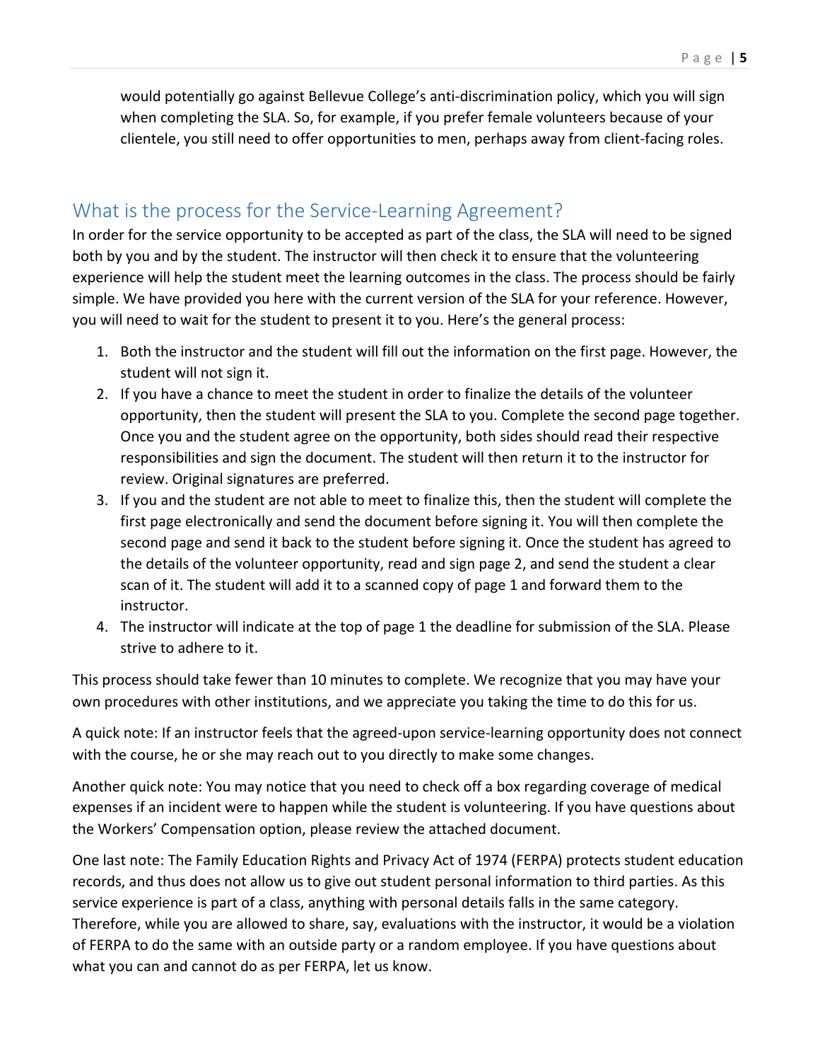would potentially go against Bellevue College's anti-discrimination policy, which you will sign when completing the SLA. So, for example, if you prefer female volunteers because of your clientele, you still need to offer opportunities to men, perhaps away from client-facing roles.

## What is the process for the Service-Learning Agreement?

In order for the service opportunity to be accepted as part of the class, the SLA will need to be signed both by you and by the student. The instructor will then check it to ensure that the volunteering experience will help the student meet the learning outcomes in the class. The process should be fairly simple. We have provided you here with the current version of the SLA for your reference. However, you will need to wait for the student to present it to you. Here's the general process:

1. Both the instructor and the student will fill out the information on the first page. However, the student will not sign it.
2. If you have a chance to meet the student in order to finalize the details of the volunteer opportunity, then the student will present the SLA to you. Complete the second page together. Once you and the student agree on the opportunity, both sides should read their respective responsibilities and sign the document. The student will then return it to the instructor for review. Original signatures are preferred.
3. If you and the student are not able to meet to finalize this, then the student will complete the first page electronically and send the document before signing it. You will then complete the second page and send it back to the student before signing it. Once the student has agreed to the details of the volunteer opportunity, read and sign page 2, and send the student a clear scan of it. The student will add it to a scanned copy of page 1 and forward them to the instructor.
4. The instructor will indicate at the top of page 1 the deadline for submission of the SLA. Please strive to adhere to it.

This process should take fewer than 10 minutes to complete. We recognize that you may have your own procedures with other institutions, and we appreciate you taking the time to do this for us.

A quick note: If an instructor feels that the agreed-upon service-learning opportunity does not connect with the course, he or she may reach out to you directly to make some changes.

Another quick note: You may notice that you need to check off a box regarding coverage of medical expenses if an incident were to happen while the student is volunteering. If you have questions about the Workers' Compensation option, please review the attached document.

One last note: The Family Education Rights and Privacy Act of 1974 (FERPA) protects student education records, and thus does not allow us to give out student personal information to third parties. As this service experience is part of a class, anything with personal details falls in the same category. Therefore, while you are allowed to share, say, evaluations with the instructor, it would be a violation of FERPA to do the same with an outside party or a random employee. If you have questions about what you can and cannot do as per FERPA, let us know.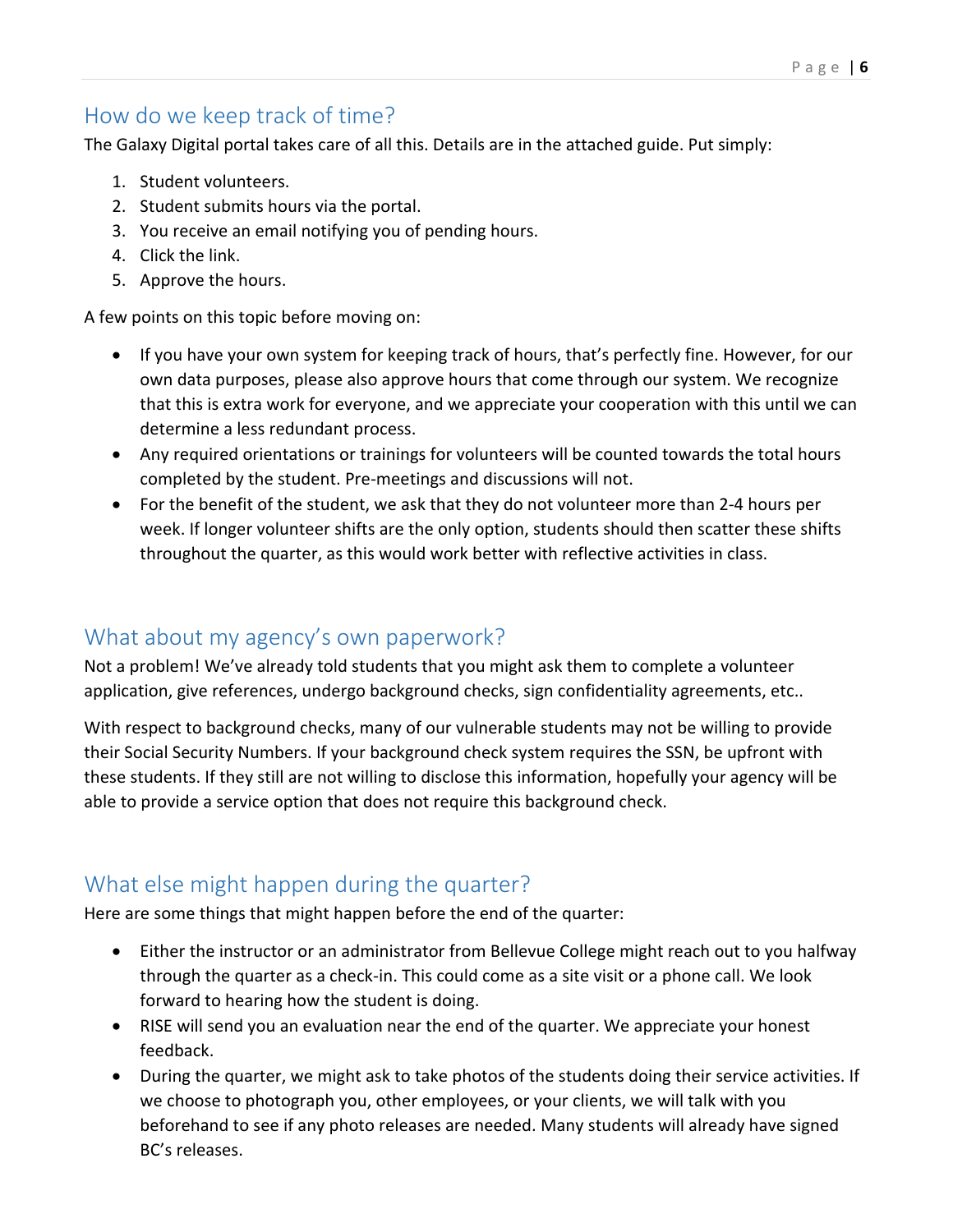## How do we keep track of time?

The Galaxy Digital portal takes care of all this. Details are in the attached guide. Put simply:

1. Student volunteers.
2. Student submits hours via the portal.
3. You receive an email notifying you of pending hours.
4. Click the link.
5. Approve the hours.

A few points on this topic before moving on:

- If you have your own system for keeping track of hours, that's perfectly fine. However, for our own data purposes, please also approve hours that come through our system. We recognize that this is extra work for everyone, and we appreciate your cooperation with this until we can determine a less redundant process.
- Any required orientations or trainings for volunteers will be counted towards the total hours completed by the student. Pre-meetings and discussions will not.
- For the benefit of the student, we ask that they do not volunteer more than 2-4 hours per week. If longer volunteer shifts are the only option, students should then scatter these shifts throughout the quarter, as this would work better with reflective activities in class.

## What about my agency's own paperwork?

Not a problem! We've already told students that you might ask them to complete a volunteer application, give references, undergo background checks, sign confidentiality agreements, etc..

With respect to background checks, many of our vulnerable students may not be willing to provide their Social Security Numbers. If your background check system requires the SSN, be upfront with these students. If they still are not willing to disclose this information, hopefully your agency will be able to provide a service option that does not require this background check.

## What else might happen during the quarter?

Here are some things that might happen before the end of the quarter:

- Either the instructor or an administrator from Bellevue College might reach out to you halfway through the quarter as a check-in. This could come as a site visit or a phone call. We look forward to hearing how the student is doing.
- RISE will send you an evaluation near the end of the quarter. We appreciate your honest feedback.
- During the quarter, we might ask to take photos of the students doing their service activities. If we choose to photograph you, other employees, or your clients, we will talk with you beforehand to see if any photo releases are needed. Many students will already have signed BC's releases.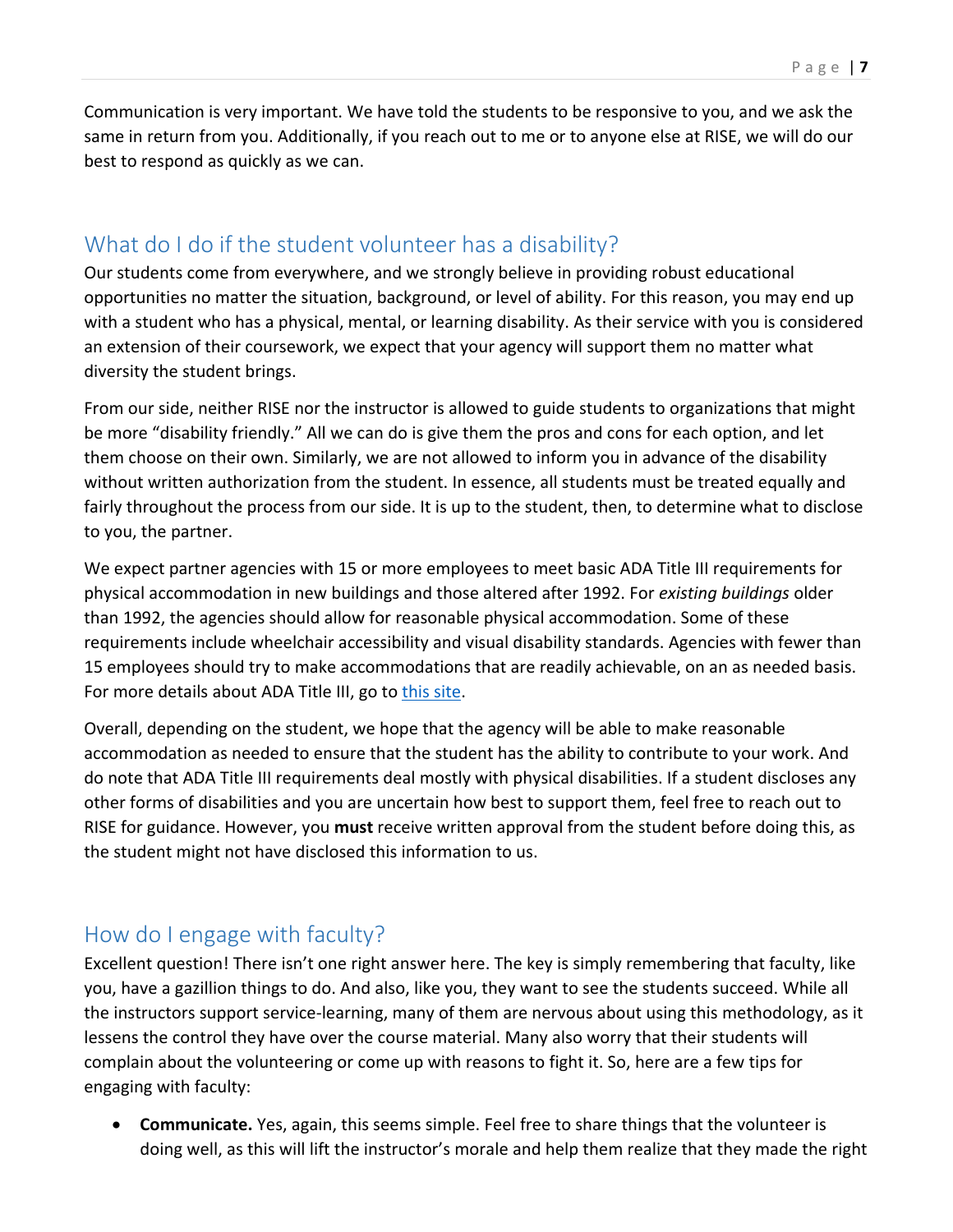Communication is very important. We have told the students to be responsive to you, and we ask the same in return from you. Additionally, if you reach out to me or to anyone else at RISE, we will do our best to respond as quickly as we can.

## What do I do if the student volunteer has a disability?

Our students come from everywhere, and we strongly believe in providing robust educational opportunities no matter the situation, background, or level of ability. For this reason, you may end up with a student who has a physical, mental, or learning disability. As their service with you is considered an extension of their coursework, we expect that your agency will support them no matter what diversity the student brings.

From our side, neither RISE nor the instructor is allowed to guide students to organizations that might be more "disability friendly." All we can do is give them the pros and cons for each option, and let them choose on their own. Similarly, we are not allowed to inform you in advance of the disability without written authorization from the student. In essence, all students must be treated equally and fairly throughout the process from our side. It is up to the student, then, to determine what to disclose to you, the partner.

We expect partner agencies with 15 or more employees to meet basic ADA Title III requirements for physical accommodation in new buildings and those altered after 1992. For *existing buildings* older than 1992, the agencies should allow for reasonable physical accommodation. Some of these requirements include wheelchair accessibility and visual disability standards. Agencies with fewer than 15 employees should try to make accommodations that are readily achievable, on an as needed basis. For more details about ADA Title III, go to this site.

Overall, depending on the student, we hope that the agency will be able to make reasonable accommodation as needed to ensure that the student has the ability to contribute to your work. And do note that ADA Title III requirements deal mostly with physical disabilities. If a student discloses any other forms of disabilities and you are uncertain how best to support them, feel free to reach out to RISE for guidance. However, you **must** receive written approval from the student before doing this, as the student might not have disclosed this information to us.

## How do I engage with faculty?

Excellent question! There isn't one right answer here. The key is simply remembering that faculty, like you, have a gazillion things to do. And also, like you, they want to see the students succeed. While all the instructors support service-learning, many of them are nervous about using this methodology, as it lessens the control they have over the course material. Many also worry that their students will complain about the volunteering or come up with reasons to fight it. So, here are a few tips for engaging with faculty:

- **Communicate.** Yes, again, this seems simple. Feel free to share things that the volunteer is doing well, as this will lift the instructor's morale and help them realize that they made the right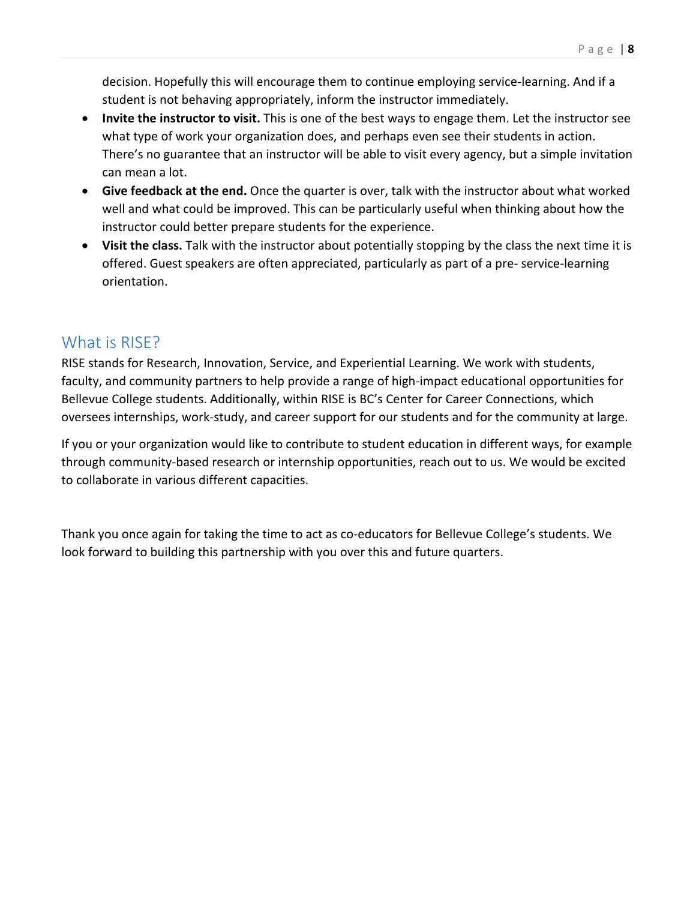decision. Hopefully this will encourage them to continue employing service-learning. And if a student is not behaving appropriately, inform the instructor immediately.

- **Invite the instructor to visit.** This is one of the best ways to engage them. Let the instructor see what type of work your organization does, and perhaps even see their students in action. There's no guarantee that an instructor will be able to visit every agency, but a simple invitation can mean a lot.
- **Give feedback at the end.** Once the quarter is over, talk with the instructor about what worked well and what could be improved. This can be particularly useful when thinking about how the instructor could better prepare students for the experience.
- **Visit the class.** Talk with the instructor about potentially stopping by the class the next time it is offered. Guest speakers are often appreciated, particularly as part of a pre- service-learning orientation.

## What is RISE?

RISE stands for Research, Innovation, Service, and Experiential Learning. We work with students, faculty, and community partners to help provide a range of high-impact educational opportunities for Bellevue College students. Additionally, within RISE is BC's Center for Career Connections, which oversees internships, work-study, and career support for our students and for the community at large.

If you or your organization would like to contribute to student education in different ways, for example through community-based research or internship opportunities, reach out to us. We would be excited to collaborate in various different capacities.

Thank you once again for taking the time to act as co-educators for Bellevue College's students. We look forward to building this partnership with you over this and future quarters.